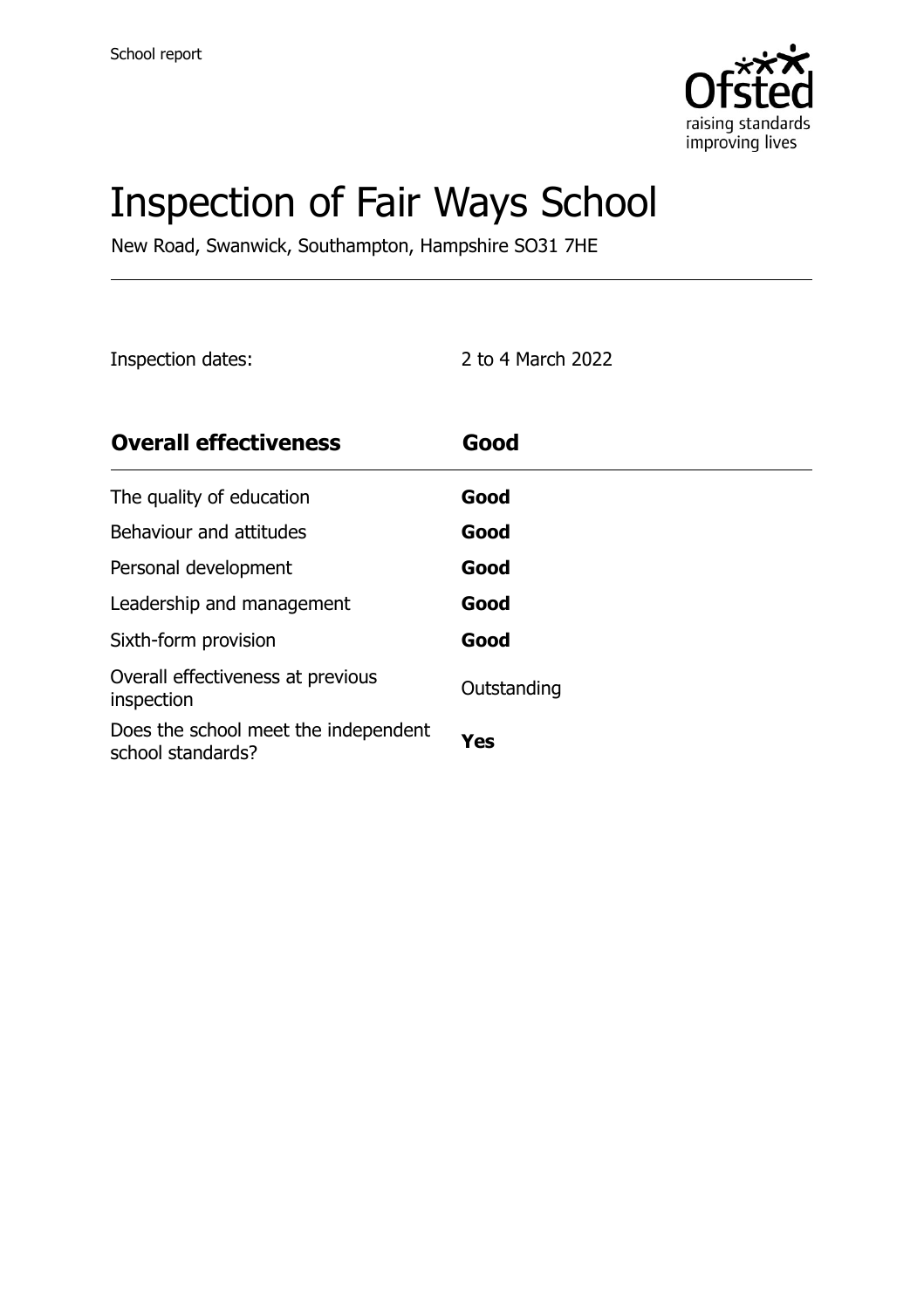School report

# Inspection of Fair Ways School

New Road, Swanwick, Southampton, Hampshire SO31 7HE

Inspection dates: 2 to 4 March 2022

| **Overall effectiveness** | **Good** |
| --- | --- |
| The quality of education | **Good** |
| Behaviour and attitudes | **Good** |
| Personal development | **Good** |
| Leadership and management | **Good** |
| Sixth-form provision | **Good** |
| Overall effectiveness at previous inspection | Outstanding |
| Does the school meet the independent school standards? | **Yes** |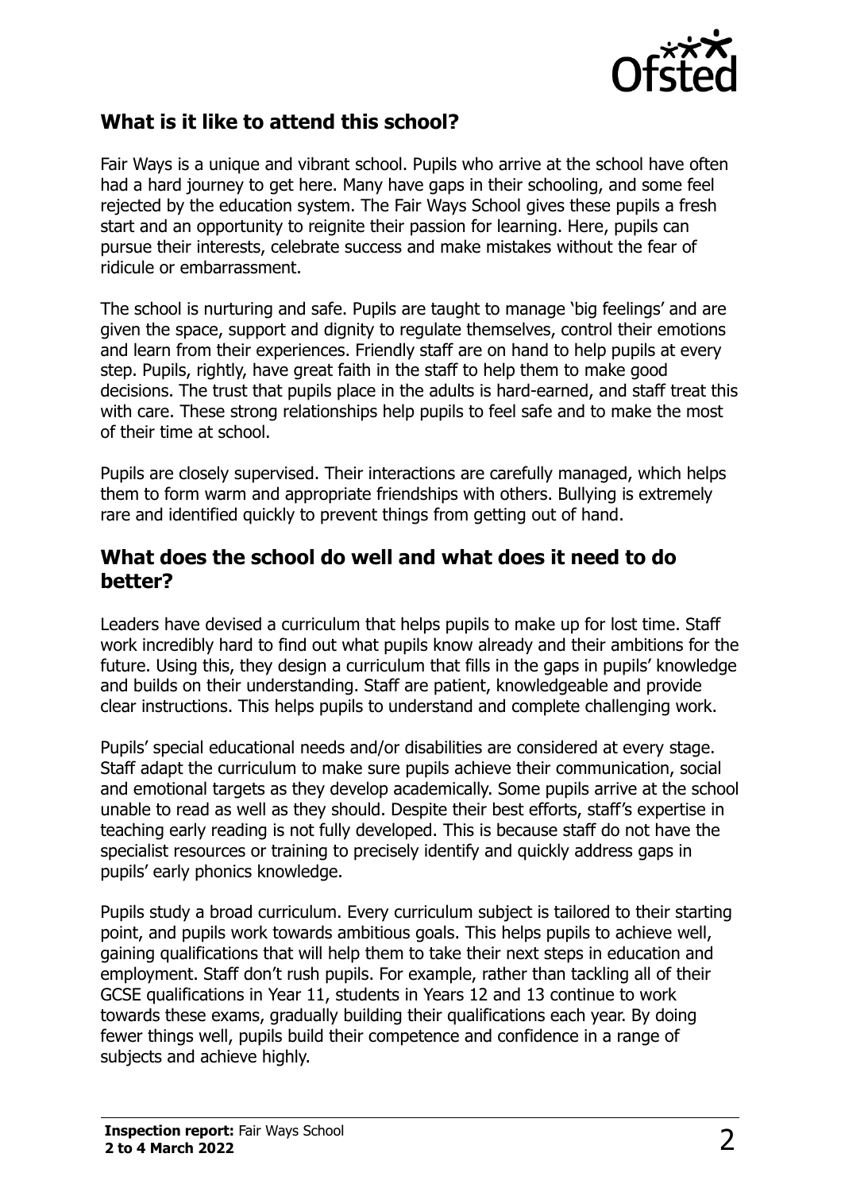## What is it like to attend this school?

Fair Ways is a unique and vibrant school. Pupils who arrive at the school have often had a hard journey to get here. Many have gaps in their schooling, and some feel rejected by the education system. The Fair Ways School gives these pupils a fresh start and an opportunity to reignite their passion for learning. Here, pupils can pursue their interests, celebrate success and make mistakes without the fear of ridicule or embarrassment.

The school is nurturing and safe. Pupils are taught to manage 'big feelings' and are given the space, support and dignity to regulate themselves, control their emotions and learn from their experiences. Friendly staff are on hand to help pupils at every step. Pupils, rightly, have great faith in the staff to help them to make good decisions. The trust that pupils place in the adults is hard-earned, and staff treat this with care. These strong relationships help pupils to feel safe and to make the most of their time at school.

Pupils are closely supervised. Their interactions are carefully managed, which helps them to form warm and appropriate friendships with others. Bullying is extremely rare and identified quickly to prevent things from getting out of hand.

## What does the school do well and what does it need to do better?

Leaders have devised a curriculum that helps pupils to make up for lost time. Staff work incredibly hard to find out what pupils know already and their ambitions for the future. Using this, they design a curriculum that fills in the gaps in pupils' knowledge and builds on their understanding. Staff are patient, knowledgeable and provide clear instructions. This helps pupils to understand and complete challenging work.

Pupils' special educational needs and/or disabilities are considered at every stage. Staff adapt the curriculum to make sure pupils achieve their communication, social and emotional targets as they develop academically. Some pupils arrive at the school unable to read as well as they should. Despite their best efforts, staff's expertise in teaching early reading is not fully developed. This is because staff do not have the specialist resources or training to precisely identify and quickly address gaps in pupils' early phonics knowledge.

Pupils study a broad curriculum. Every curriculum subject is tailored to their starting point, and pupils work towards ambitious goals. This helps pupils to achieve well, gaining qualifications that will help them to take their next steps in education and employment. Staff don't rush pupils. For example, rather than tackling all of their GCSE qualifications in Year 11, students in Years 12 and 13 continue to work towards these exams, gradually building their qualifications each year. By doing fewer things well, pupils build their competence and confidence in a range of subjects and achieve highly.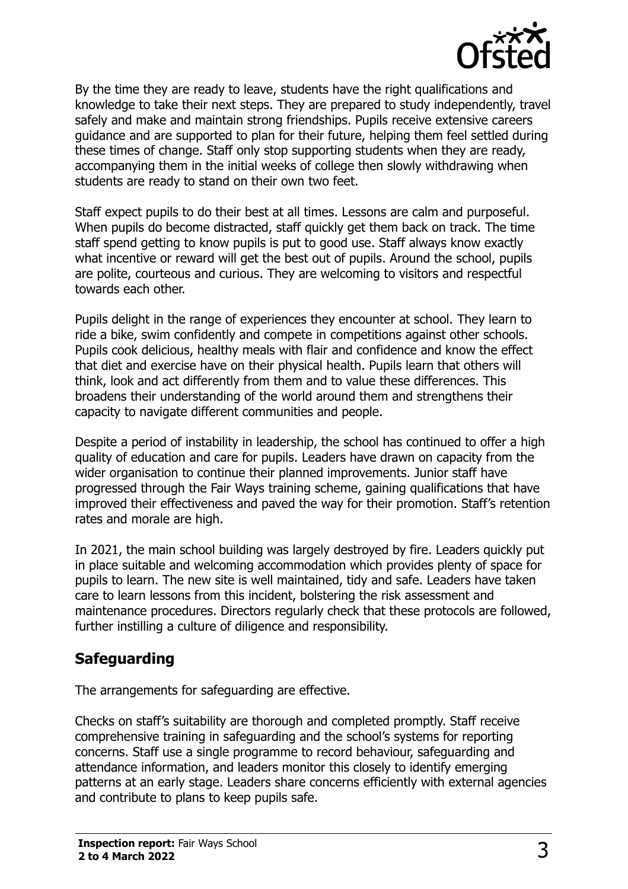By the time they are ready to leave, students have the right qualifications and knowledge to take their next steps. They are prepared to study independently, travel safely and make and maintain strong friendships. Pupils receive extensive careers guidance and are supported to plan for their future, helping them feel settled during these times of change. Staff only stop supporting students when they are ready, accompanying them in the initial weeks of college then slowly withdrawing when students are ready to stand on their own two feet.

Staff expect pupils to do their best at all times. Lessons are calm and purposeful. When pupils do become distracted, staff quickly get them back on track. The time staff spend getting to know pupils is put to good use. Staff always know exactly what incentive or reward will get the best out of pupils. Around the school, pupils are polite, courteous and curious. They are welcoming to visitors and respectful towards each other.

Pupils delight in the range of experiences they encounter at school. They learn to ride a bike, swim confidently and compete in competitions against other schools. Pupils cook delicious, healthy meals with flair and confidence and know the effect that diet and exercise have on their physical health. Pupils learn that others will think, look and act differently from them and to value these differences. This broadens their understanding of the world around them and strengthens their capacity to navigate different communities and people.

Despite a period of instability in leadership, the school has continued to offer a high quality of education and care for pupils. Leaders have drawn on capacity from the wider organisation to continue their planned improvements. Junior staff have progressed through the Fair Ways training scheme, gaining qualifications that have improved their effectiveness and paved the way for their promotion. Staff's retention rates and morale are high.

In 2021, the main school building was largely destroyed by fire. Leaders quickly put in place suitable and welcoming accommodation which provides plenty of space for pupils to learn. The new site is well maintained, tidy and safe. Leaders have taken care to learn lessons from this incident, bolstering the risk assessment and maintenance procedures. Directors regularly check that these protocols are followed, further instilling a culture of diligence and responsibility.

## Safeguarding

The arrangements for safeguarding are effective.

Checks on staff's suitability are thorough and completed promptly. Staff receive comprehensive training in safeguarding and the school's systems for reporting concerns. Staff use a single programme to record behaviour, safeguarding and attendance information, and leaders monitor this closely to identify emerging patterns at an early stage. Leaders share concerns efficiently with external agencies and contribute to plans to keep pupils safe.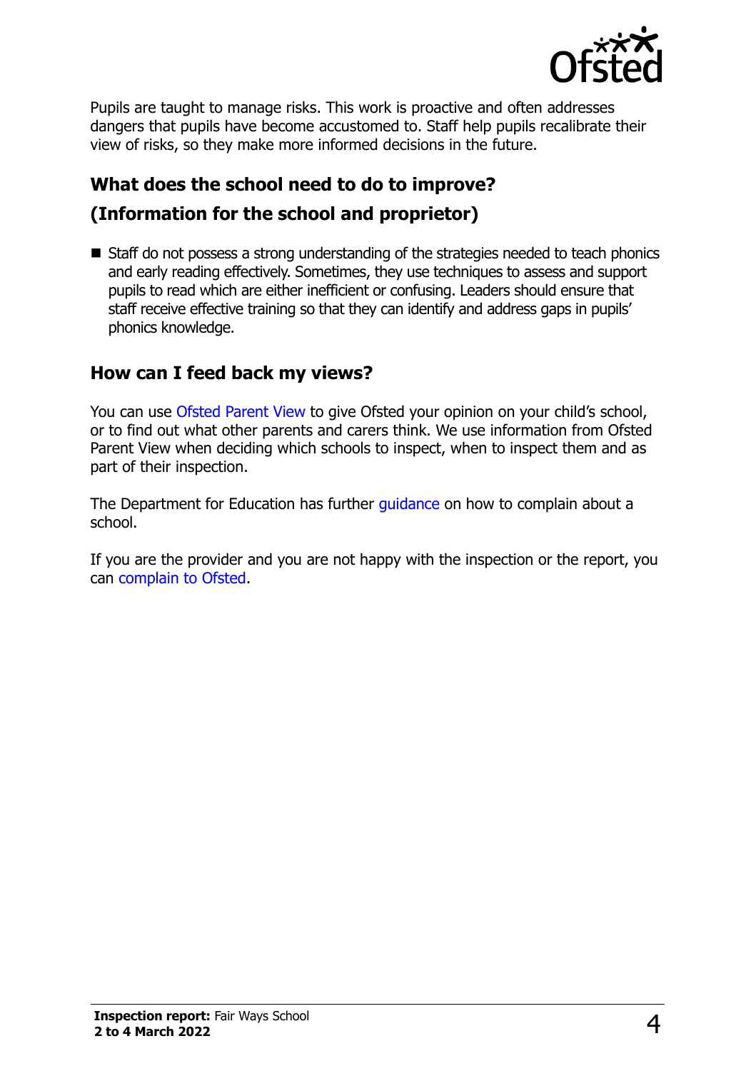Pupils are taught to manage risks. This work is proactive and often addresses dangers that pupils have become accustomed to. Staff help pupils recalibrate their view of risks, so they make more informed decisions in the future.

## What does the school need to do to improve? (Information for the school and proprietor)

- Staff do not possess a strong understanding of the strategies needed to teach phonics and early reading effectively. Sometimes, they use techniques to assess and support pupils to read which are either inefficient or confusing. Leaders should ensure that staff receive effective training so that they can identify and address gaps in pupils' phonics knowledge.

## How can I feed back my views?

You can use Ofsted Parent View to give Ofsted your opinion on your child's school, or to find out what other parents and carers think. We use information from Ofsted Parent View when deciding which schools to inspect, when to inspect them and as part of their inspection.

The Department for Education has further guidance on how to complain about a school.

If you are the provider and you are not happy with the inspection or the report, you can complain to Ofsted.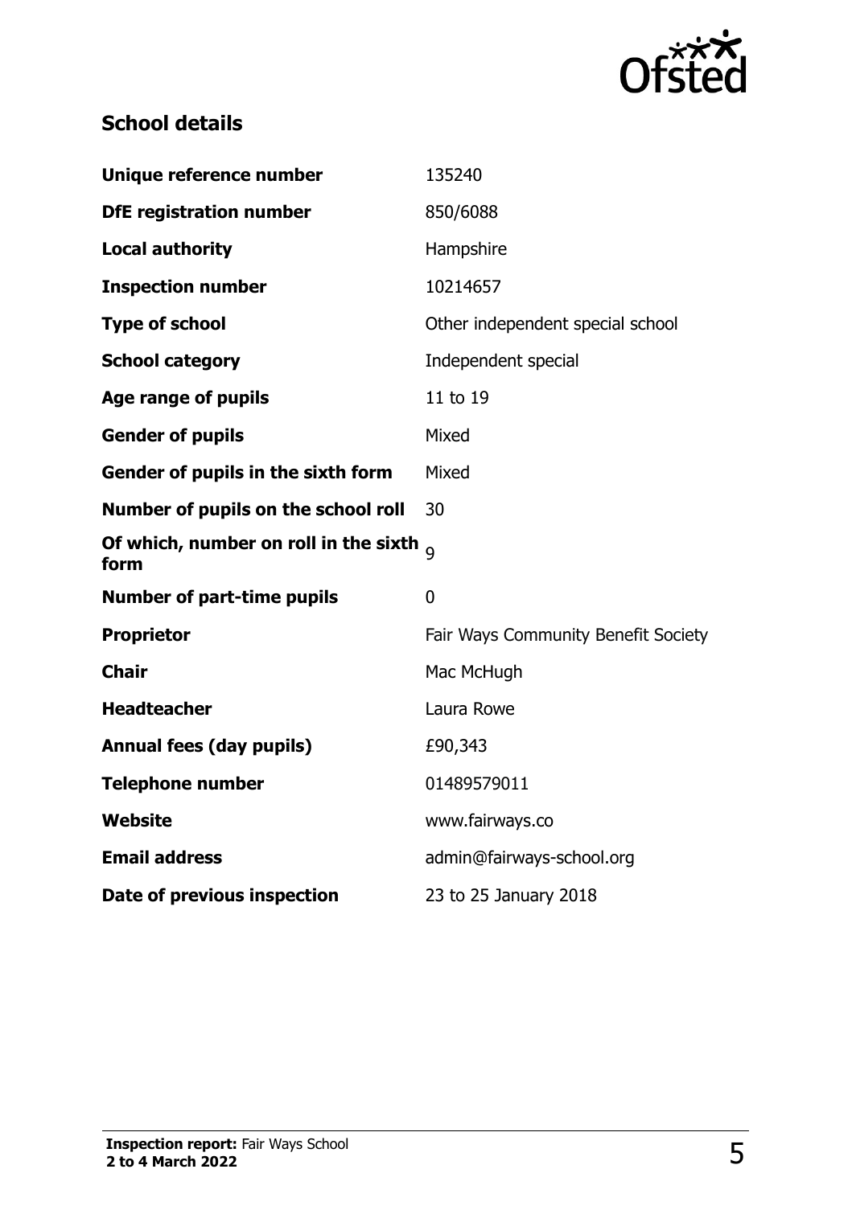## School details

| | |
|---|---|
| **Unique reference number** | 135240 |
| **DfE registration number** | 850/6088 |
| **Local authority** | Hampshire |
| **Inspection number** | 10214657 |
| **Type of school** | Other independent special school |
| **School category** | Independent special |
| **Age range of pupils** | 11 to 19 |
| **Gender of pupils** | Mixed |
| **Gender of pupils in the sixth form** | Mixed |
| **Number of pupils on the school roll** | 30 |
| **Of which, number on roll in the sixth form** | 9 |
| **Number of part-time pupils** | 0 |
| **Proprietor** | Fair Ways Community Benefit Society |
| **Chair** | Mac McHugh |
| **Headteacher** | Laura Rowe |
| **Annual fees (day pupils)** | £90,343 |
| **Telephone number** | 01489579011 |
| **Website** | www.fairways.co |
| **Email address** | admin@fairways-school.org |
| **Date of previous inspection** | 23 to 25 January 2018 |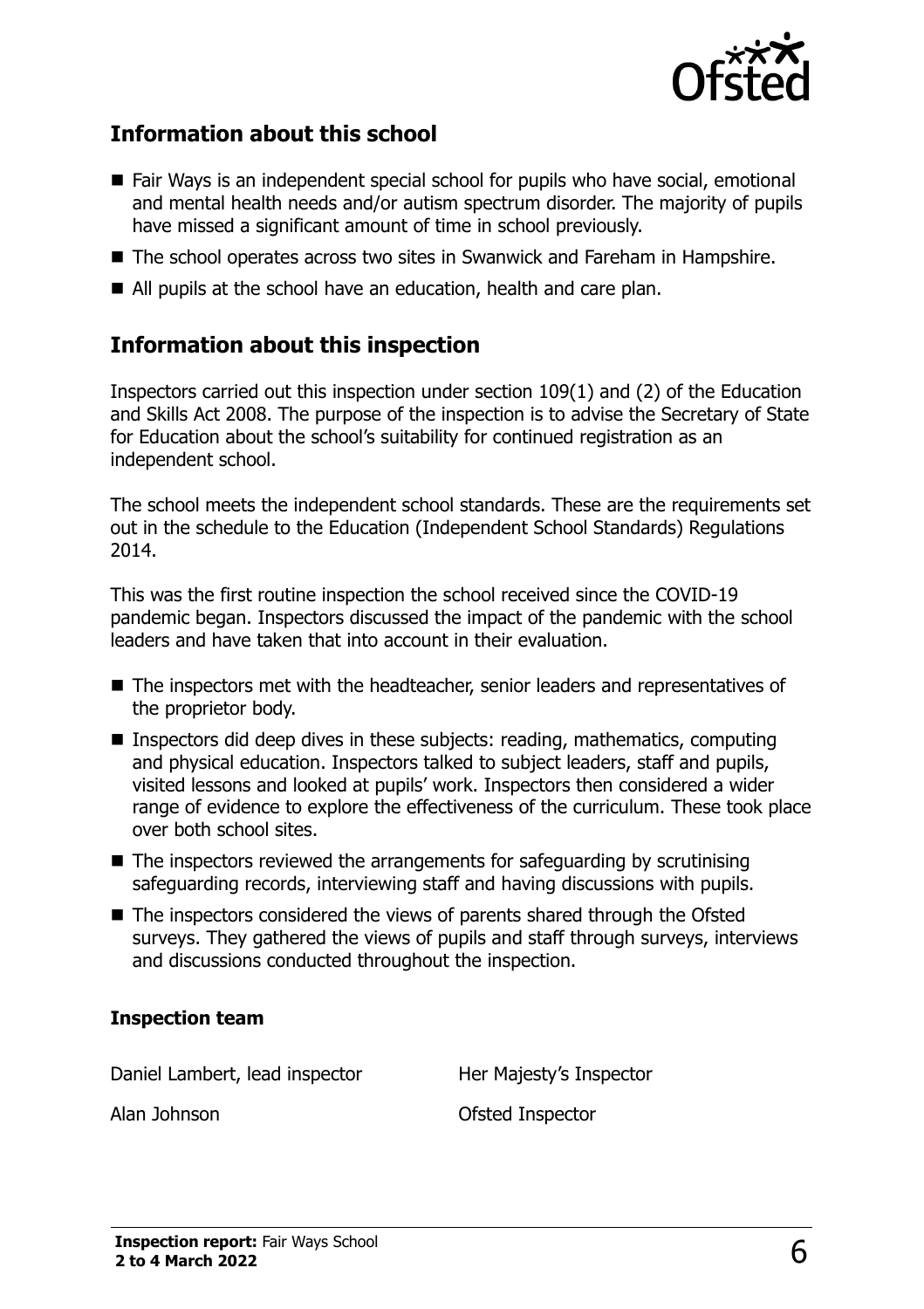## Information about this school

- Fair Ways is an independent special school for pupils who have social, emotional and mental health needs and/or autism spectrum disorder. The majority of pupils have missed a significant amount of time in school previously.
- The school operates across two sites in Swanwick and Fareham in Hampshire.
- All pupils at the school have an education, health and care plan.

## Information about this inspection

Inspectors carried out this inspection under section 109(1) and (2) of the Education and Skills Act 2008. The purpose of the inspection is to advise the Secretary of State for Education about the school's suitability for continued registration as an independent school.

The school meets the independent school standards. These are the requirements set out in the schedule to the Education (Independent School Standards) Regulations 2014.

This was the first routine inspection the school received since the COVID-19 pandemic began. Inspectors discussed the impact of the pandemic with the school leaders and have taken that into account in their evaluation.

- The inspectors met with the headteacher, senior leaders and representatives of the proprietor body.
- Inspectors did deep dives in these subjects: reading, mathematics, computing and physical education. Inspectors talked to subject leaders, staff and pupils, visited lessons and looked at pupils' work. Inspectors then considered a wider range of evidence to explore the effectiveness of the curriculum. These took place over both school sites.
- The inspectors reviewed the arrangements for safeguarding by scrutinising safeguarding records, interviewing staff and having discussions with pupils.
- The inspectors considered the views of parents shared through the Ofsted surveys. They gathered the views of pupils and staff through surveys, interviews and discussions conducted throughout the inspection.

### Inspection team

| | |
|---|---|
| Daniel Lambert, lead inspector | Her Majesty's Inspector |
| Alan Johnson | Ofsted Inspector |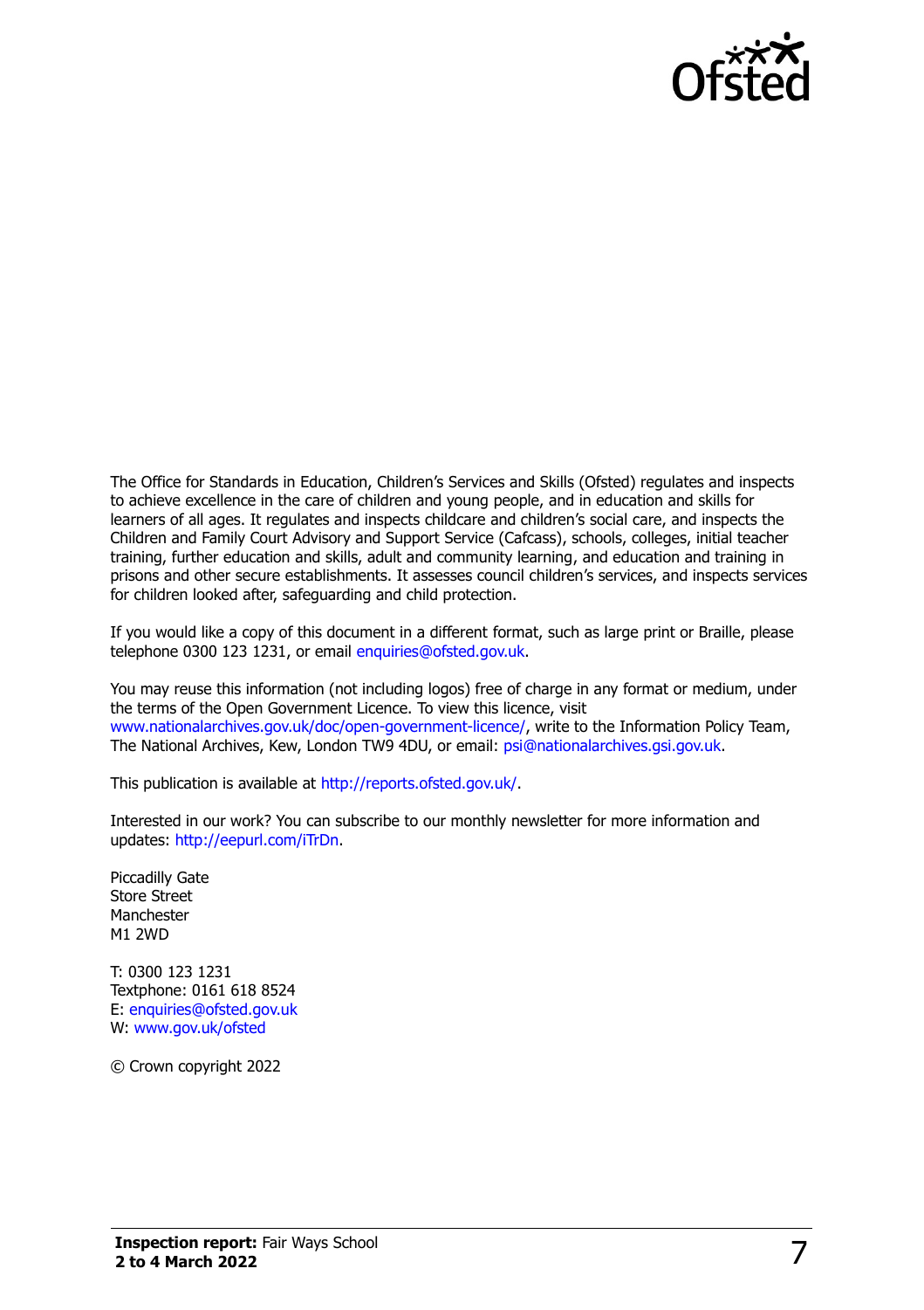The Office for Standards in Education, Children's Services and Skills (Ofsted) regulates and inspects to achieve excellence in the care of children and young people, and in education and skills for learners of all ages. It regulates and inspects childcare and children's social care, and inspects the Children and Family Court Advisory and Support Service (Cafcass), schools, colleges, initial teacher training, further education and skills, adult and community learning, and education and training in prisons and other secure establishments. It assesses council children's services, and inspects services for children looked after, safeguarding and child protection.

If you would like a copy of this document in a different format, such as large print or Braille, please telephone 0300 123 1231, or email enquiries@ofsted.gov.uk.

You may reuse this information (not including logos) free of charge in any format or medium, under the terms of the Open Government Licence. To view this licence, visit www.nationalarchives.gov.uk/doc/open-government-licence/, write to the Information Policy Team, The National Archives, Kew, London TW9 4DU, or email: psi@nationalarchives.gsi.gov.uk.

This publication is available at http://reports.ofsted.gov.uk/.

Interested in our work? You can subscribe to our monthly newsletter for more information and updates: http://eepurl.com/iTrDn.

Piccadilly Gate
Store Street
Manchester
M1 2WD

T: 0300 123 1231
Textphone: 0161 618 8524
E: enquiries@ofsted.gov.uk
W: www.gov.uk/ofsted

© Crown copyright 2022